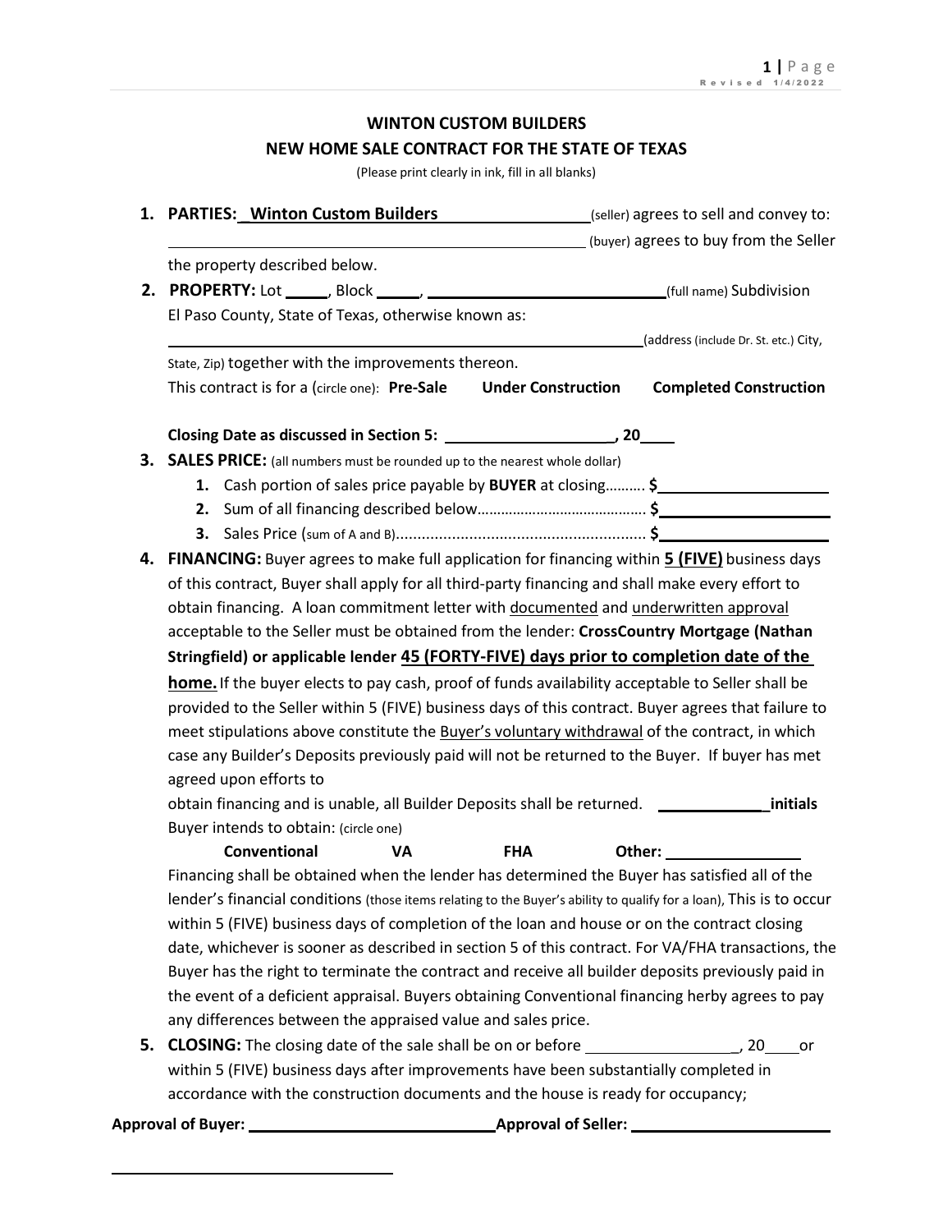# WINTON CUSTOM BUILDERS

## NEW HOME SALE CONTRACT FOR THE STATE OF TEXAS

(Please print clearly in ink, fill in all blanks)

1. **PARTIES:** _**Winton Custom Builders**________________ (seller) agrees to sell and convey to: ______________________________________________ (buyer) agrees to buy from the Seller the property described below.

2. **PROPERTY:** Lot _____, Block _____, ___________________________ (full name) Subdivision El Paso County, State of Texas, otherwise known as:
   ______________________________________________________ (address (include Dr. St. etc.) City, State, Zip) together with the improvements thereon.
   This contract is for a (circle one): **Pre-Sale** **Under Construction** **Completed Construction**

   **Closing Date as discussed in Section 5:** ____________________, **20**____

3. **SALES PRICE:** (all numbers must be rounded up to the nearest whole dollar)
   1. Cash portion of sales price payable by **BUYER** at closing………. **$**__________________
   2. Sum of all financing described below……………………………………. **$**__________________
   3. Sales Price (sum of A and B)…………………………………………………… **$**__________________

4. **FINANCING:** Buyer agrees to make full application for financing within **5 (FIVE)** business days of this contract, Buyer shall apply for all third-party financing and shall make every effort to obtain financing. A loan commitment letter with documented and underwritten approval acceptable to the Seller must be obtained from the lender: **CrossCountry Mortgage (Nathan Stringfield) or applicable lender 45 (FORTY-FIVE) days prior to completion date of the home.** If the buyer elects to pay cash, proof of funds availability acceptable to Seller shall be provided to the Seller within 5 (FIVE) business days of this contract. Buyer agrees that failure to meet stipulations above constitute the Buyer's voluntary withdrawal of the contract, in which case any Builder's Deposits previously paid will not be returned to the Buyer. If buyer has met agreed upon efforts to
   obtain financing and is unable, all Builder Deposits shall be returned. ____________ **initials**
   Buyer intends to obtain: (circle one)

   **Conventional** **VA** **FHA** **Other:** _______________

   Financing shall be obtained when the lender has determined the Buyer has satisfied all of the lender's financial conditions (those items relating to the Buyer's ability to qualify for a loan), This is to occur within 5 (FIVE) business days of completion of the loan and house or on the contract closing date, whichever is sooner as described in section 5 of this contract. For VA/FHA transactions, the Buyer has the right to terminate the contract and receive all builder deposits previously paid in the event of a deficient appraisal. Buyers obtaining Conventional financing herby agrees to pay any differences between the appraised value and sales price.

5. **CLOSING:** The closing date of the sale shall be on or before __________________, 20____ or within 5 (FIVE) business days after improvements have been substantially completed in accordance with the construction documents and the house is ready for occupancy;

**Approval of Buyer:** ____________________________ **Approval of Seller:** ______________________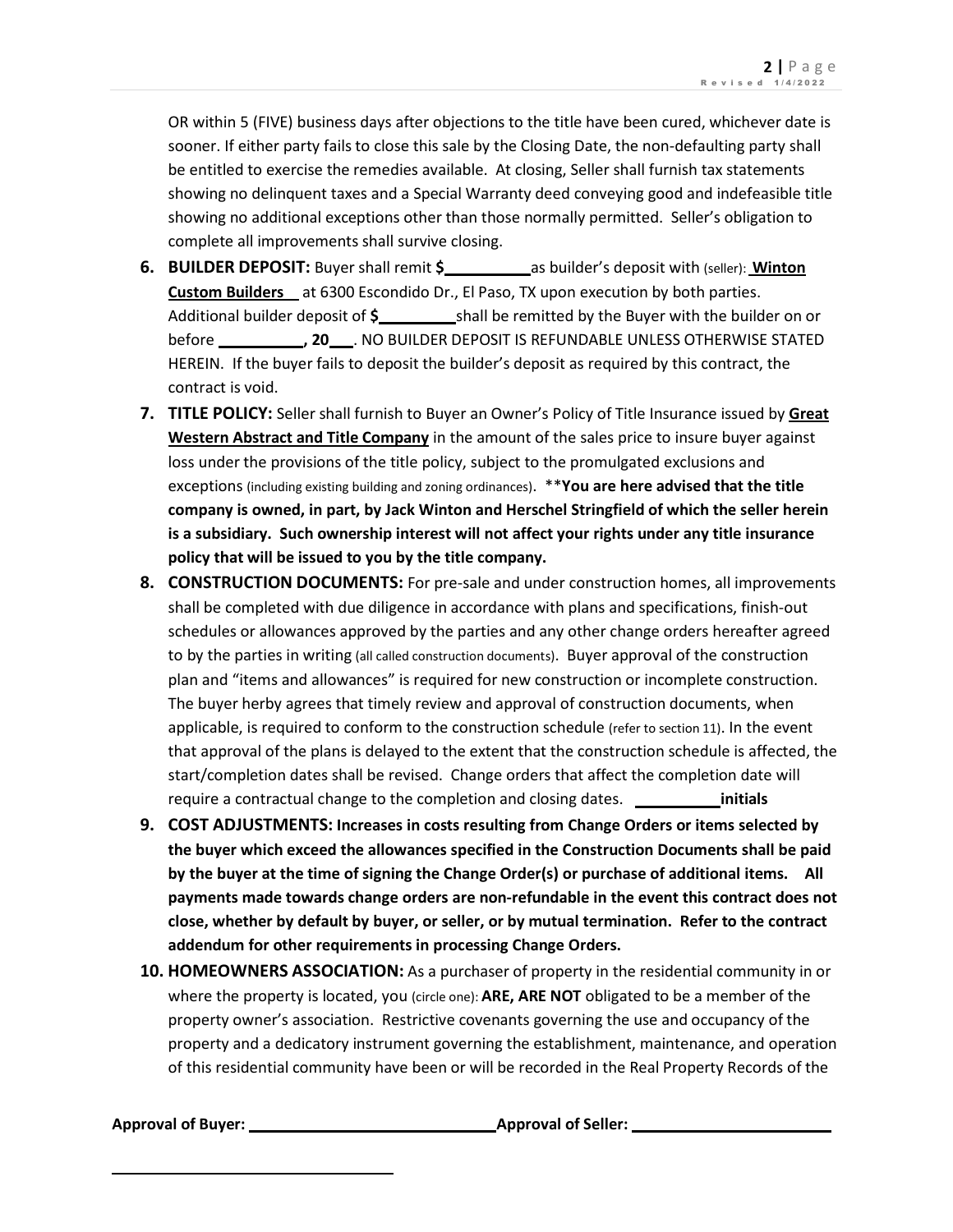OR within 5 (FIVE) business days after objections to the title have been cured, whichever date is sooner. If either party fails to close this sale by the Closing Date, the non-defaulting party shall be entitled to exercise the remedies available. At closing, Seller shall furnish tax statements showing no delinquent taxes and a Special Warranty deed conveying good and indefeasible title showing no additional exceptions other than those normally permitted. Seller's obligation to complete all improvements shall survive closing.

6. **BUILDER DEPOSIT:** Buyer shall remit **$\_\_\_\_\_\_\_\_\_\_** as builder's deposit with (seller): **Winton Custom Builders** at 6300 Escondido Dr., El Paso, TX upon execution by both parties. Additional builder deposit of **$\_\_\_\_\_\_\_\_\_** shall be remitted by the Buyer with the builder on or before \_\_\_\_\_\_\_\_\_\_**, 20\_\_\_**. NO BUILDER DEPOSIT IS REFUNDABLE UNLESS OTHERWISE STATED HEREIN. If the buyer fails to deposit the builder's deposit as required by this contract, the contract is void.
7. **TITLE POLICY:** Seller shall furnish to Buyer an Owner's Policy of Title Insurance issued by **Great Western Abstract and Title Company** in the amount of the sales price to insure buyer against loss under the provisions of the title policy, subject to the promulgated exclusions and exceptions (including existing building and zoning ordinances). ****You are here advised that the title company is owned, in part, by Jack Winton and Herschel Stringfield of which the seller herein is a subsidiary. Such ownership interest will not affect your rights under any title insurance policy that will be issued to you by the title company.**
8. **CONSTRUCTION DOCUMENTS:** For pre-sale and under construction homes, all improvements shall be completed with due diligence in accordance with plans and specifications, finish-out schedules or allowances approved by the parties and any other change orders hereafter agreed to by the parties in writing (all called construction documents). Buyer approval of the construction plan and "items and allowances" is required for new construction or incomplete construction. The buyer herby agrees that timely review and approval of construction documents, when applicable, is required to conform to the construction schedule (refer to section 11). In the event that approval of the plans is delayed to the extent that the construction schedule is affected, the start/completion dates shall be revised. Change orders that affect the completion date will require a contractual change to the completion and closing dates. \_\_\_\_\_\_\_\_\_\_**initials**
9. **COST ADJUSTMENTS: Increases in costs resulting from Change Orders or items selected by the buyer which exceed the allowances specified in the Construction Documents shall be paid by the buyer at the time of signing the Change Order(s) or purchase of additional items. All payments made towards change orders are non-refundable in the event this contract does not close, whether by default by buyer, or seller, or by mutual termination. Refer to the contract addendum for other requirements in processing Change Orders.**
10. **HOMEOWNERS ASSOCIATION:** As a purchaser of property in the residential community in or where the property is located, you (circle one): **ARE, ARE NOT** obligated to be a member of the property owner's association. Restrictive covenants governing the use and occupancy of the property and a dedicatory instrument governing the establishment, maintenance, and operation of this residential community have been or will be recorded in the Real Property Records of the

**Approval of Buyer:** \_\_\_\_\_\_\_\_\_\_\_\_\_\_\_\_\_\_\_\_\_\_\_\_\_\_\_\_ **Approval of Seller:** \_\_\_\_\_\_\_\_\_\_\_\_\_\_\_\_\_\_\_\_\_\_\_\_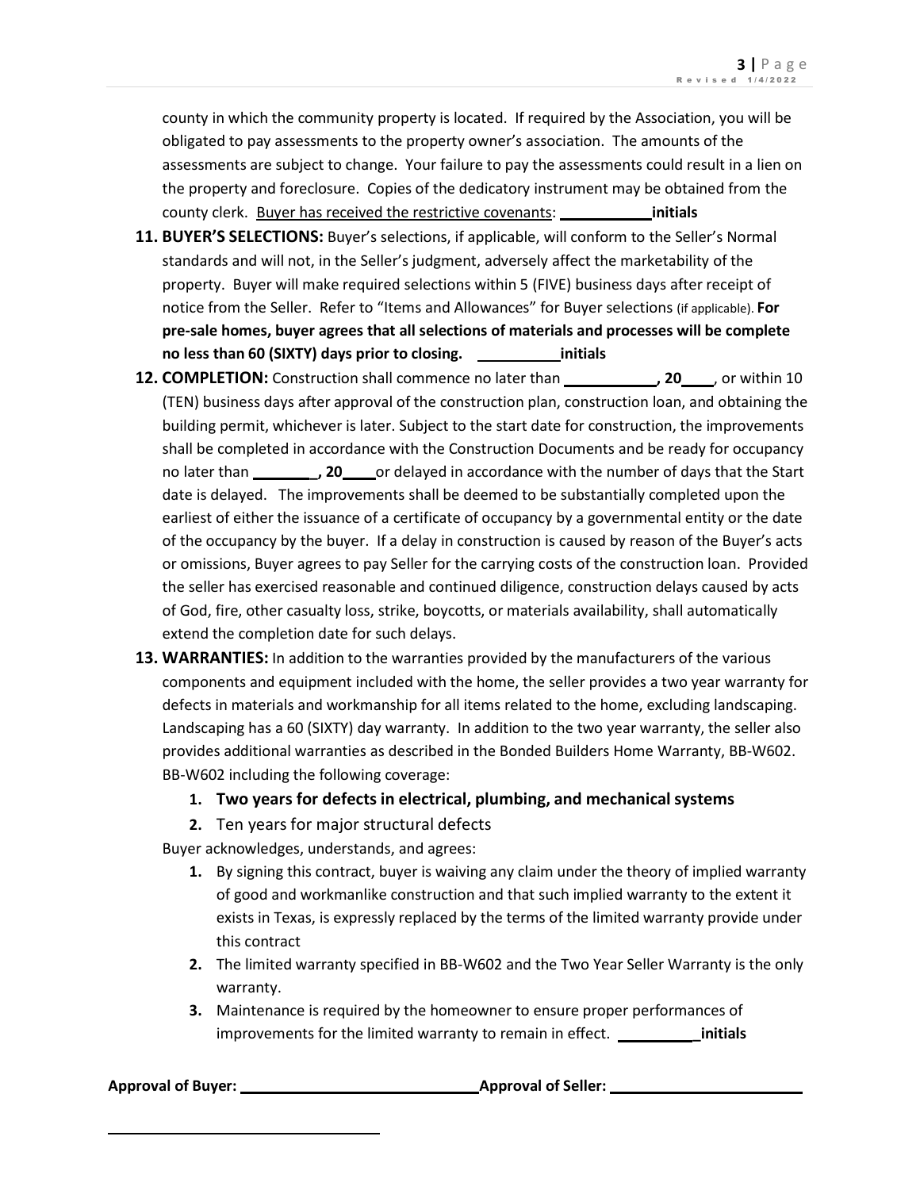county in which the community property is located. If required by the Association, you will be obligated to pay assessments to the property owner's association. The amounts of the assessments are subject to change. Your failure to pay the assessments could result in a lien on the property and foreclosure. Copies of the dedicatory instrument may be obtained from the county clerk. Buyer has received the restrictive covenants: ___________**initials**

11. **BUYER'S SELECTIONS:** Buyer's selections, if applicable, will conform to the Seller's Normal standards and will not, in the Seller's judgment, adversely affect the marketability of the property. Buyer will make required selections within 5 (FIVE) business days after receipt of notice from the Seller. Refer to "Items and Allowances" for Buyer selections (if applicable). **For pre-sale homes, buyer agrees that all selections of materials and processes will be complete no less than 60 (SIXTY) days prior to closing. __________initials**

12. **COMPLETION:** Construction shall commence no later than ___________**, 20**____, or within 10 (TEN) business days after approval of the construction plan, construction loan, and obtaining the building permit, whichever is later. Subject to the start date for construction, the improvements shall be completed in accordance with the Construction Documents and be ready for occupancy no later than ________**, 20**____or delayed in accordance with the number of days that the Start date is delayed. The improvements shall be deemed to be substantially completed upon the earliest of either the issuance of a certificate of occupancy by a governmental entity or the date of the occupancy by the buyer. If a delay in construction is caused by reason of the Buyer's acts or omissions, Buyer agrees to pay Seller for the carrying costs of the construction loan. Provided the seller has exercised reasonable and continued diligence, construction delays caused by acts of God, fire, other casualty loss, strike, boycotts, or materials availability, shall automatically extend the completion date for such delays.

13. **WARRANTIES:** In addition to the warranties provided by the manufacturers of the various components and equipment included with the home, the seller provides a two year warranty for defects in materials and workmanship for all items related to the home, excluding landscaping. Landscaping has a 60 (SIXTY) day warranty. In addition to the two year warranty, the seller also provides additional warranties as described in the Bonded Builders Home Warranty, BB-W602. BB-W602 including the following coverage:
    1. **Two years for defects in electrical, plumbing, and mechanical systems**
    2. Ten years for major structural defects

    Buyer acknowledges, understands, and agrees:
    1. By signing this contract, buyer is waiving any claim under the theory of implied warranty of good and workmanlike construction and that such implied warranty to the extent it exists in Texas, is expressly replaced by the terms of the limited warranty provide under this contract
    2. The limited warranty specified in BB-W602 and the Two Year Seller Warranty is the only warranty.
    3. Maintenance is required by the homeowner to ensure proper performances of improvements for the limited warranty to remain in effect. __________**initials**

**Approval of Buyer:** ____________________________ **Approval of Seller:** ________________________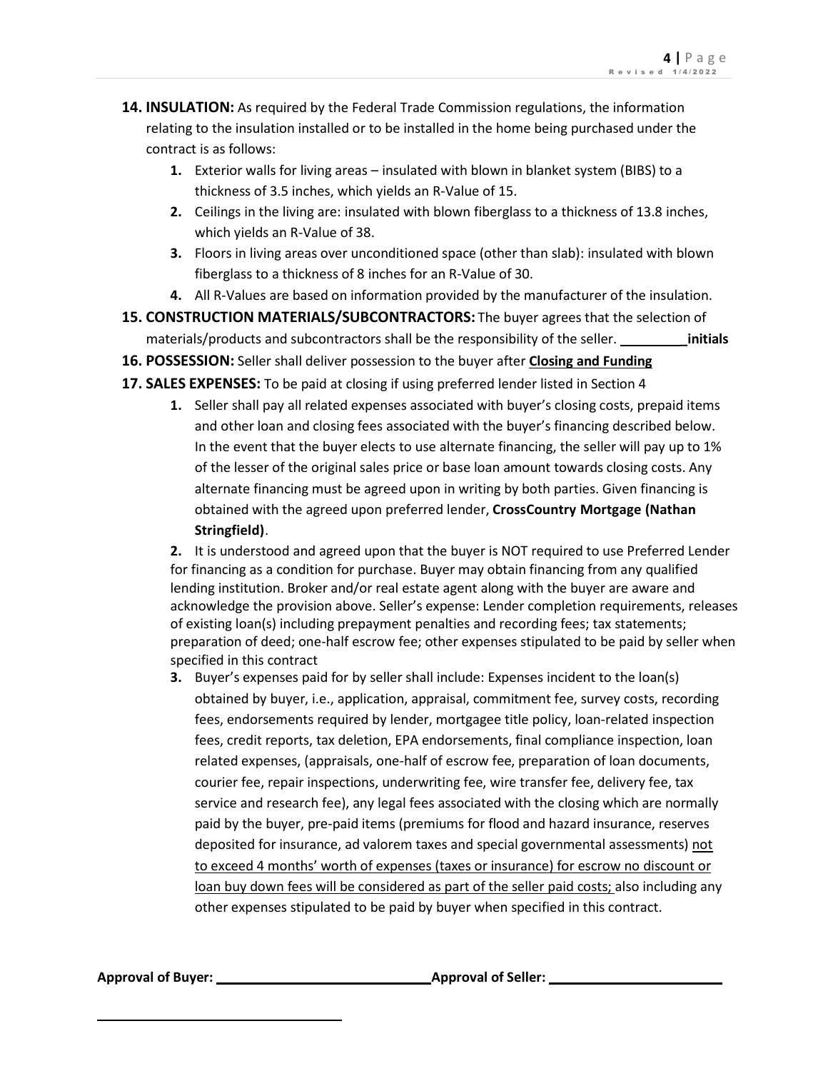**14. INSULATION:** As required by the Federal Trade Commission regulations, the information relating to the insulation installed or to be installed in the home being purchased under the contract is as follows:

1. Exterior walls for living areas – insulated with blown in blanket system (BIBS) to a thickness of 3.5 inches, which yields an R-Value of 15.
2. Ceilings in the living are: insulated with blown fiberglass to a thickness of 13.8 inches, which yields an R-Value of 38.
3. Floors in living areas over unconditioned space (other than slab): insulated with blown fiberglass to a thickness of 8 inches for an R-Value of 30.
4. All R-Values are based on information provided by the manufacturer of the insulation.

**15. CONSTRUCTION MATERIALS/SUBCONTRACTORS:** The buyer agrees that the selection of materials/products and subcontractors shall be the responsibility of the seller. _________ **initials**

**16. POSSESSION:** Seller shall deliver possession to the buyer after **Closing and Funding**

**17. SALES EXPENSES:** To be paid at closing if using preferred lender listed in Section 4

1. Seller shall pay all related expenses associated with buyer's closing costs, prepaid items and other loan and closing fees associated with the buyer's financing described below. In the event that the buyer elects to use alternate financing, the seller will pay up to 1% of the lesser of the original sales price or base loan amount towards closing costs. Any alternate financing must be agreed upon in writing by both parties. Given financing is obtained with the agreed upon preferred lender, **CrossCountry Mortgage (Nathan Stringfield)**.

2. It is understood and agreed upon that the buyer is NOT required to use Preferred Lender for financing as a condition for purchase. Buyer may obtain financing from any qualified lending institution. Broker and/or real estate agent along with the buyer are aware and acknowledge the provision above. Seller's expense: Lender completion requirements, releases of existing loan(s) including prepayment penalties and recording fees; tax statements; preparation of deed; one-half escrow fee; other expenses stipulated to be paid by seller when specified in this contract

3. Buyer's expenses paid for by seller shall include: Expenses incident to the loan(s) obtained by buyer, i.e., application, appraisal, commitment fee, survey costs, recording fees, endorsements required by lender, mortgagee title policy, loan-related inspection fees, credit reports, tax deletion, EPA endorsements, final compliance inspection, loan related expenses, (appraisals, one-half of escrow fee, preparation of loan documents, courier fee, repair inspections, underwriting fee, wire transfer fee, delivery fee, tax service and research fee), any legal fees associated with the closing which are normally paid by the buyer, pre-paid items (premiums for flood and hazard insurance, reserves deposited for insurance, ad valorem taxes and special governmental assessments) <u>not to exceed 4 months' worth of expenses (taxes or insurance) for escrow no discount or loan buy down fees will be considered as part of the seller paid costs;</u> also including any other expenses stipulated to be paid by buyer when specified in this contract.

**Approval of Buyer:** ____________________________ **Approval of Seller:** ________________________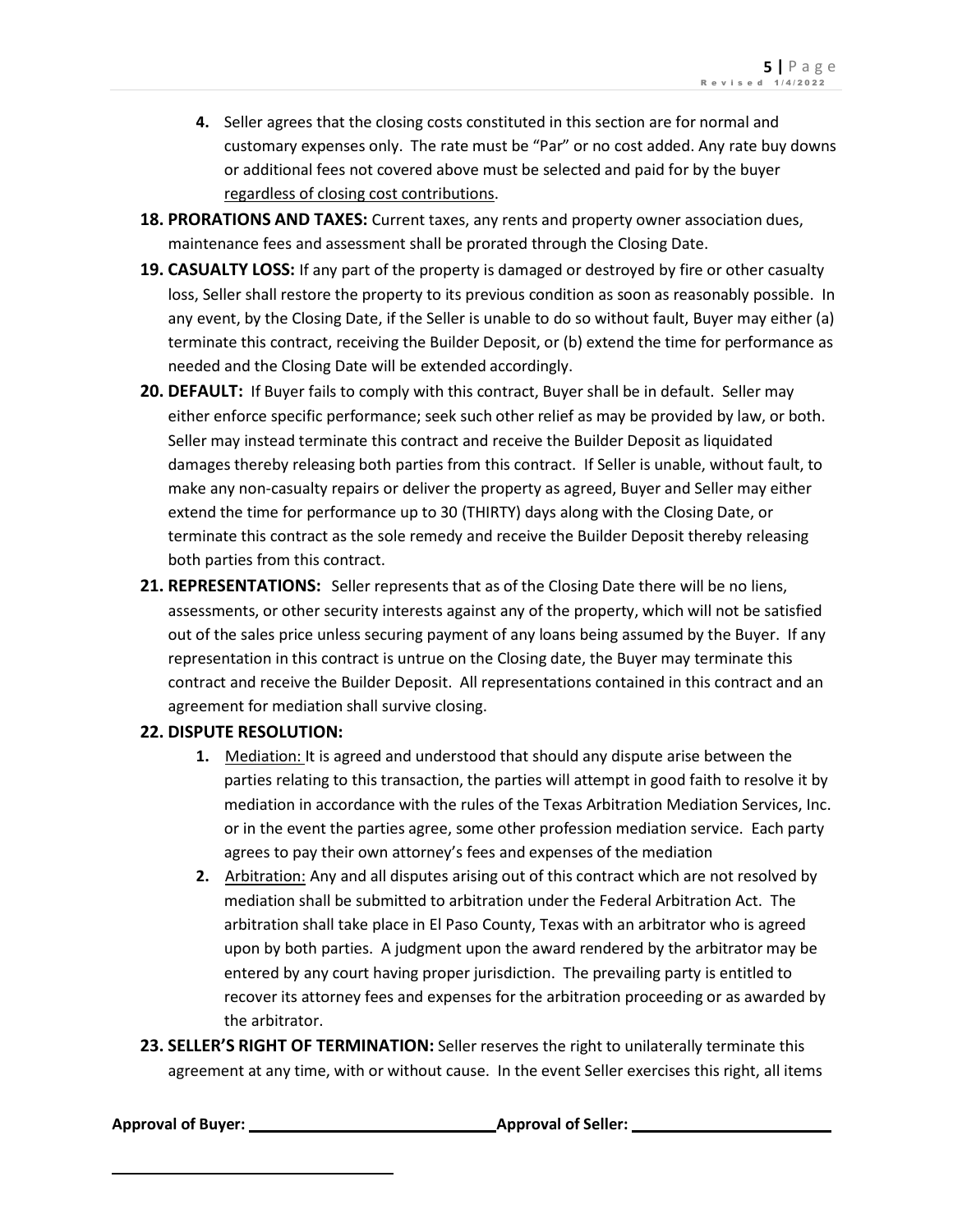4. Seller agrees that the closing costs constituted in this section are for normal and customary expenses only. The rate must be "Par" or no cost added. Any rate buy downs or additional fees not covered above must be selected and paid for by the buyer <u>regardless of closing cost contributions</u>.

**18. PRORATIONS AND TAXES:** Current taxes, any rents and property owner association dues, maintenance fees and assessment shall be prorated through the Closing Date.

**19. CASUALTY LOSS:** If any part of the property is damaged or destroyed by fire or other casualty loss, Seller shall restore the property to its previous condition as soon as reasonably possible. In any event, by the Closing Date, if the Seller is unable to do so without fault, Buyer may either (a) terminate this contract, receiving the Builder Deposit, or (b) extend the time for performance as needed and the Closing Date will be extended accordingly.

**20. DEFAULT:** If Buyer fails to comply with this contract, Buyer shall be in default. Seller may either enforce specific performance; seek such other relief as may be provided by law, or both. Seller may instead terminate this contract and receive the Builder Deposit as liquidated damages thereby releasing both parties from this contract. If Seller is unable, without fault, to make any non-casualty repairs or deliver the property as agreed, Buyer and Seller may either extend the time for performance up to 30 (THIRTY) days along with the Closing Date, or terminate this contract as the sole remedy and receive the Builder Deposit thereby releasing both parties from this contract.

**21. REPRESENTATIONS:** Seller represents that as of the Closing Date there will be no liens, assessments, or other security interests against any of the property, which will not be satisfied out of the sales price unless securing payment of any loans being assumed by the Buyer. If any representation in this contract is untrue on the Closing date, the Buyer may terminate this contract and receive the Builder Deposit. All representations contained in this contract and an agreement for mediation shall survive closing.

**22. DISPUTE RESOLUTION:**

1. <u>Mediation:</u> It is agreed and understood that should any dispute arise between the parties relating to this transaction, the parties will attempt in good faith to resolve it by mediation in accordance with the rules of the Texas Arbitration Mediation Services, Inc. or in the event the parties agree, some other profession mediation service. Each party agrees to pay their own attorney's fees and expenses of the mediation
2. <u>Arbitration:</u> Any and all disputes arising out of this contract which are not resolved by mediation shall be submitted to arbitration under the Federal Arbitration Act. The arbitration shall take place in El Paso County, Texas with an arbitrator who is agreed upon by both parties. A judgment upon the award rendered by the arbitrator may be entered by any court having proper jurisdiction. The prevailing party is entitled to recover its attorney fees and expenses for the arbitration proceeding or as awarded by the arbitrator.

**23. SELLER'S RIGHT OF TERMINATION:** Seller reserves the right to unilaterally terminate this agreement at any time, with or without cause. In the event Seller exercises this right, all items

**Approval of Buyer:** \_\_\_\_\_\_\_\_\_\_\_\_\_\_\_\_\_\_\_\_\_\_\_\_\_\_\_\_ **Approval of Seller:** \_\_\_\_\_\_\_\_\_\_\_\_\_\_\_\_\_\_\_\_\_\_\_\_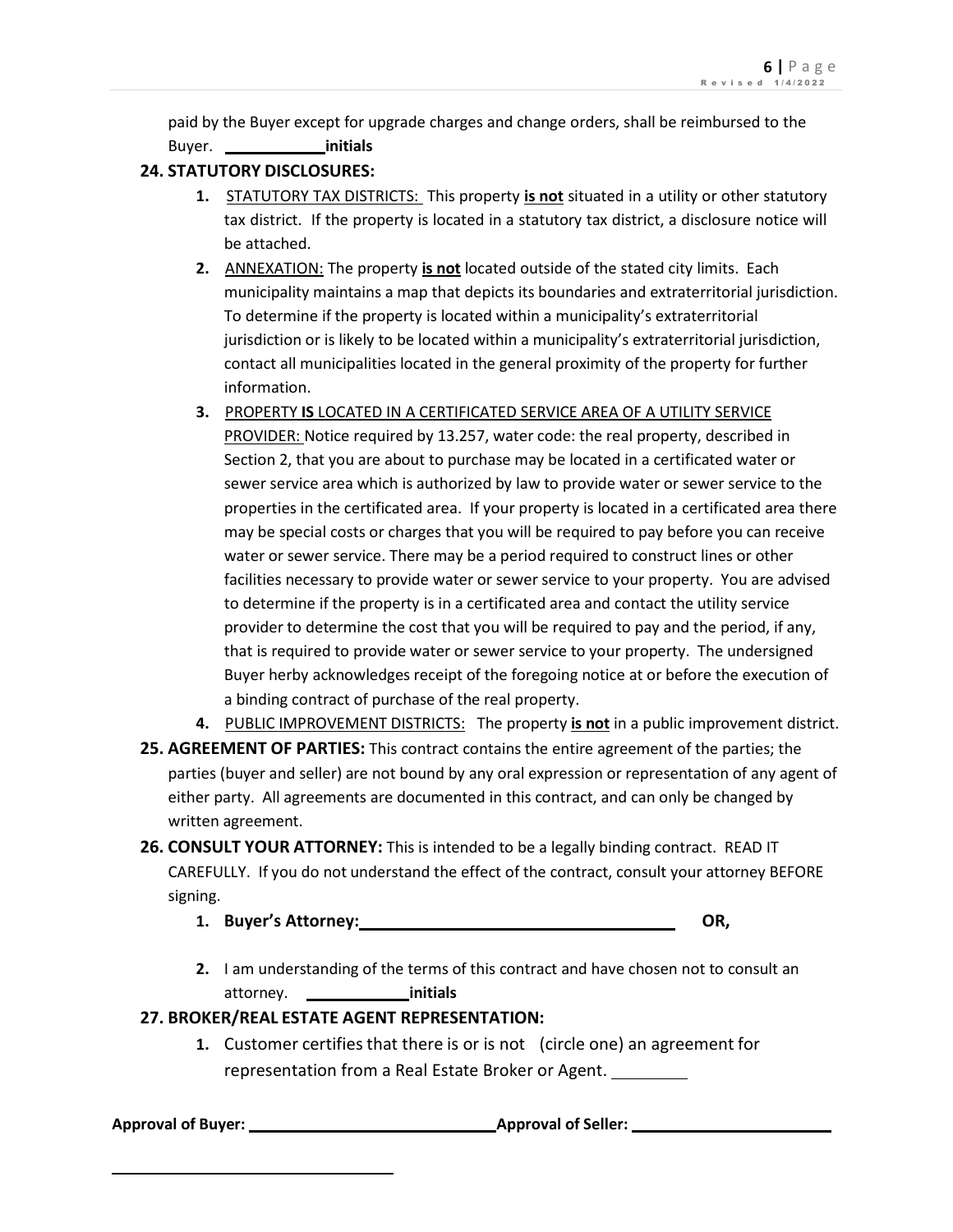paid by the Buyer except for upgrade charges and change orders, shall be reimbursed to the Buyer. ___________ **initials**

**24. STATUTORY DISCLOSURES:**

1. STATUTORY TAX DISTRICTS: This property **is not** situated in a utility or other statutory tax district. If the property is located in a statutory tax district, a disclosure notice will be attached.
2. ANNEXATION: The property **is not** located outside of the stated city limits. Each municipality maintains a map that depicts its boundaries and extraterritorial jurisdiction. To determine if the property is located within a municipality's extraterritorial jurisdiction or is likely to be located within a municipality's extraterritorial jurisdiction, contact all municipalities located in the general proximity of the property for further information.
3. PROPERTY **IS** LOCATED IN A CERTIFICATED SERVICE AREA OF A UTILITY SERVICE PROVIDER: Notice required by 13.257, water code: the real property, described in Section 2, that you are about to purchase may be located in a certificated water or sewer service area which is authorized by law to provide water or sewer service to the properties in the certificated area. If your property is located in a certificated area there may be special costs or charges that you will be required to pay before you can receive water or sewer service. There may be a period required to construct lines or other facilities necessary to provide water or sewer service to your property. You are advised to determine if the property is in a certificated area and contact the utility service provider to determine the cost that you will be required to pay and the period, if any, that is required to provide water or sewer service to your property. The undersigned Buyer herby acknowledges receipt of the foregoing notice at or before the execution of a binding contract of purchase of the real property.
4. PUBLIC IMPROVEMENT DISTRICTS: The property **is not** in a public improvement district.

**25. AGREEMENT OF PARTIES:** This contract contains the entire agreement of the parties; the parties (buyer and seller) are not bound by any oral expression or representation of any agent of either party. All agreements are documented in this contract, and can only be changed by written agreement.

**26. CONSULT YOUR ATTORNEY:** This is intended to be a legally binding contract. READ IT CAREFULLY. If you do not understand the effect of the contract, consult your attorney BEFORE signing.

1. **Buyer's Attorney:** ________________________________ **OR,**
2. I am understanding of the terms of this contract and have chosen not to consult an attorney. ___________ **initials**

**27. BROKER/REAL ESTATE AGENT REPRESENTATION:**

1. Customer certifies that there is or is not (circle one) an agreement for representation from a Real Estate Broker or Agent. ________

**Approval of Buyer:** ___________________________ **Approval of Seller:** ______________________

________________________________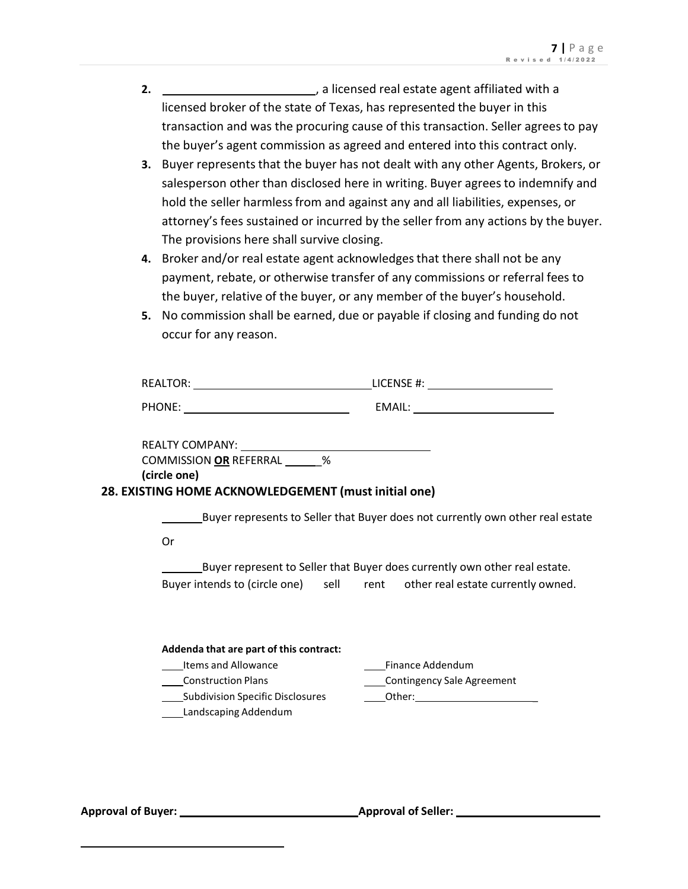2. ________________________, a licensed real estate agent affiliated with a licensed broker of the state of Texas, has represented the buyer in this transaction and was the procuring cause of this transaction. Seller agrees to pay the buyer's agent commission as agreed and entered into this contract only.
3. Buyer represents that the buyer has not dealt with any other Agents, Brokers, or salesperson other than disclosed here in writing. Buyer agrees to indemnify and hold the seller harmless from and against any and all liabilities, expenses, or attorney's fees sustained or incurred by the seller from any actions by the buyer. The provisions here shall survive closing.
4. Broker and/or real estate agent acknowledges that there shall not be any payment, rebate, or otherwise transfer of any commissions or referral fees to the buyer, relative of the buyer, or any member of the buyer's household.
5. No commission shall be earned, due or payable if closing and funding do not occur for any reason.

REALTOR: ______________________________ LICENSE #: ____________________

PHONE: ____________________________ EMAIL: ________________________

REALTY COMPANY: ________________________________

COMMISSION **OR** REFERRAL ______%

**(circle one)**

**28. EXISTING HOME ACKNOWLEDGEMENT (must initial one)**

_______Buyer represents to Seller that Buyer does not currently own other real estate

Or

_______Buyer represent to Seller that Buyer does currently own other real estate. Buyer intends to (circle one) sell rent other real estate currently owned.

**Addenda that are part of this contract:**

____Items and Allowance

____Construction Plans

____Subdivision Specific Disclosures

____Landscaping Addendum

____Finance Addendum

____Contingency Sale Agreement

____Other:______________________

**Approval of Buyer:** ______________________________ **Approval of Seller:** ________________________

___________________________________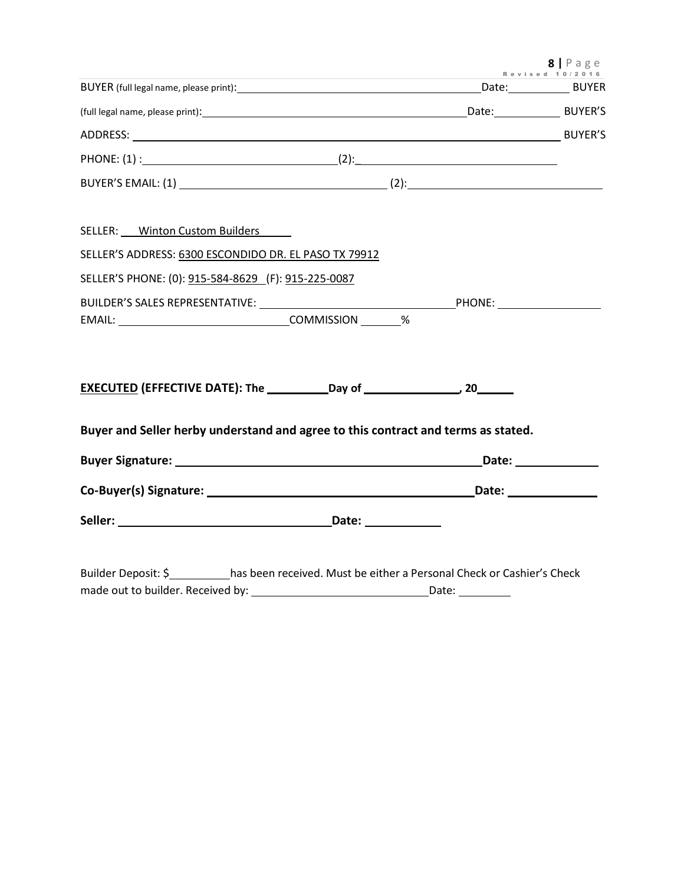BUYER (full legal name, please print):\_\_\_\_\_\_\_\_\_\_\_\_\_\_\_\_\_\_\_\_\_\_\_\_\_\_\_\_\_\_\_\_\_\_\_\_\_\_\_\_ Date:\_\_\_\_\_\_\_\_\_\_ BUYER

(full legal name, please print):\_\_\_\_\_\_\_\_\_\_\_\_\_\_\_\_\_\_\_\_\_\_\_\_\_\_\_\_\_\_\_\_\_\_\_\_\_\_\_\_\_\_\_\_ Date:\_\_\_\_\_\_\_\_\_\_ BUYER'S

ADDRESS: \_\_\_\_\_\_\_\_\_\_\_\_\_\_\_\_\_\_\_\_\_\_\_\_\_\_\_\_\_\_\_\_\_\_\_\_\_\_\_\_\_\_\_\_\_\_\_\_\_\_\_\_\_\_\_\_\_\_\_\_\_\_\_\_ BUYER'S

PHONE: (1) :\_\_\_\_\_\_\_\_\_\_\_\_\_\_\_\_\_\_\_\_\_\_\_\_\_\_\_\_ (2):\_\_\_\_\_\_\_\_\_\_\_\_\_\_\_\_\_\_\_\_\_\_\_\_\_\_\_\_\_\_

BUYER'S EMAIL: (1) \_\_\_\_\_\_\_\_\_\_\_\_\_\_\_\_\_\_\_\_\_\_\_\_\_\_\_\_\_\_ (2):\_\_\_\_\_\_\_\_\_\_\_\_\_\_\_\_\_\_\_\_\_\_\_\_\_\_\_\_\_\_

SELLER: Winton Custom Builders

SELLER'S ADDRESS: 6300 ESCONDIDO DR. EL PASO TX 79912

SELLER'S PHONE: (0): 915-584-8629 (F): 915-225-0087

BUILDER'S SALES REPRESENTATIVE: \_\_\_\_\_\_\_\_\_\_\_\_\_\_\_\_\_\_\_\_\_\_\_\_\_\_\_\_\_\_ PHONE: \_\_\_\_\_\_\_\_\_\_\_\_\_\_\_\_
EMAIL: \_\_\_\_\_\_\_\_\_\_\_\_\_\_\_\_\_\_\_\_\_\_\_\_\_\_\_\_ COMMISSION \_\_\_\_\_\_%

**EXECUTED (EFFECTIVE DATE): The \_\_\_\_\_\_\_\_\_ Day of \_\_\_\_\_\_\_\_\_\_\_\_\_\_\_, 20\_\_\_\_\_**

**Buyer and Seller herby understand and agree to this contract and terms as stated.**

**Buyer Signature:** \_\_\_\_\_\_\_\_\_\_\_\_\_\_\_\_\_\_\_\_\_\_\_\_\_\_\_\_\_\_\_\_\_\_\_\_\_\_\_\_\_\_\_\_ **Date:** \_\_\_\_\_\_\_\_\_\_\_\_

**Co-Buyer(s) Signature:** \_\_\_\_\_\_\_\_\_\_\_\_\_\_\_\_\_\_\_\_\_\_\_\_\_\_\_\_\_\_\_\_\_\_\_\_\_\_ **Date:** \_\_\_\_\_\_\_\_\_\_\_\_\_

**Seller:** \_\_\_\_\_\_\_\_\_\_\_\_\_\_\_\_\_\_\_\_\_\_\_\_\_\_\_\_\_\_\_\_ **Date:** \_\_\_\_\_\_\_\_\_\_\_

Builder Deposit: $\_\_\_\_\_\_\_\_\_\_ has been received. Must be either a Personal Check or Cashier's Check made out to builder. Received by: \_\_\_\_\_\_\_\_\_\_\_\_\_\_\_\_\_\_\_\_\_\_\_\_\_\_\_\_ Date: \_\_\_\_\_\_\_\_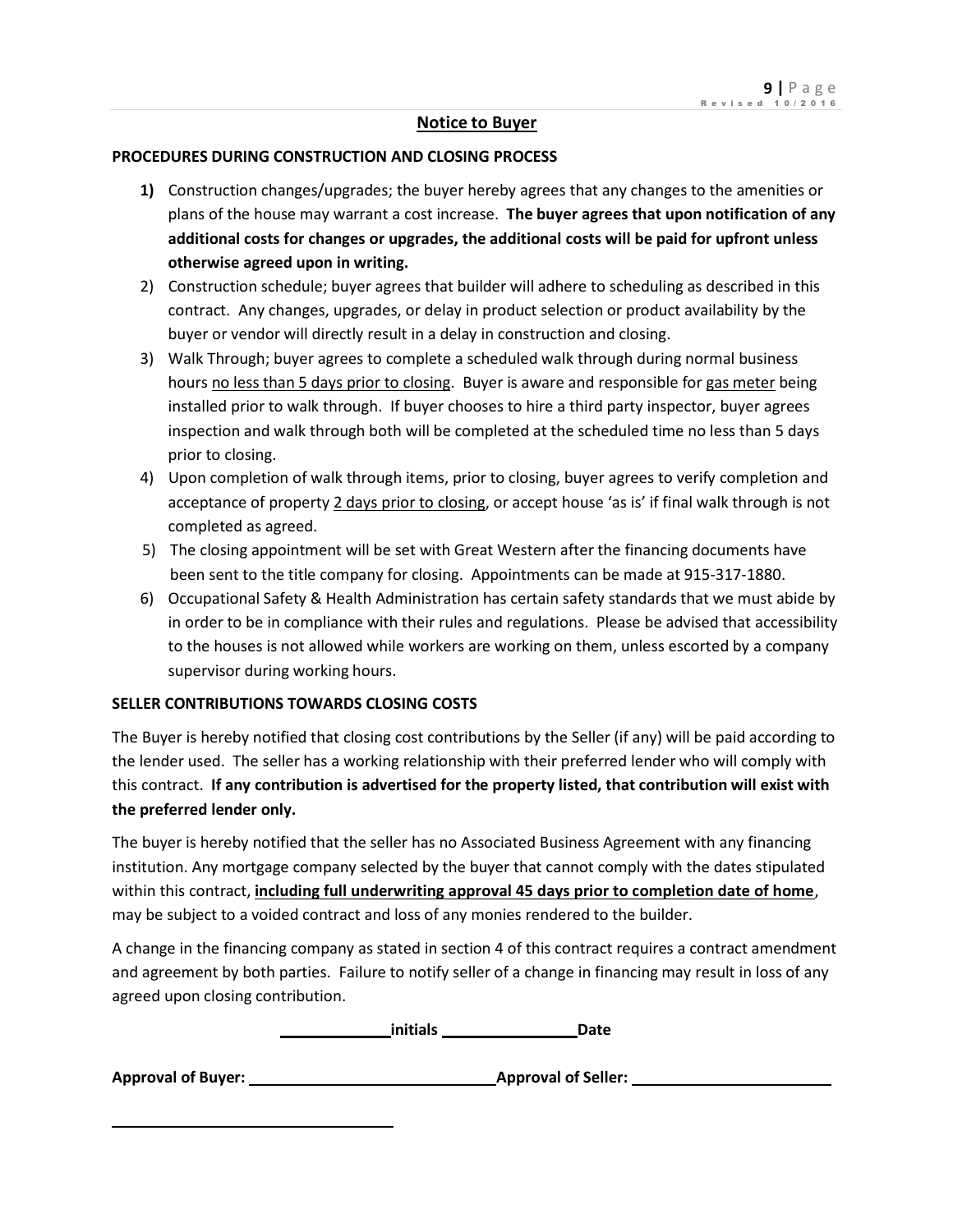## Notice to Buyer

**PROCEDURES DURING CONSTRUCTION AND CLOSING PROCESS**

1) Construction changes/upgrades; the buyer hereby agrees that any changes to the amenities or plans of the house may warrant a cost increase. **The buyer agrees that upon notification of any additional costs for changes or upgrades, the additional costs will be paid for upfront unless otherwise agreed upon in writing.**
2) Construction schedule; buyer agrees that builder will adhere to scheduling as described in this contract. Any changes, upgrades, or delay in product selection or product availability by the buyer or vendor will directly result in a delay in construction and closing.
3) Walk Through; buyer agrees to complete a scheduled walk through during normal business hours <u>no less than 5 days prior to closing</u>. Buyer is aware and responsible for <u>gas meter</u> being installed prior to walk through. If buyer chooses to hire a third party inspector, buyer agrees inspection and walk through both will be completed at the scheduled time no less than 5 days prior to closing.
4) Upon completion of walk through items, prior to closing, buyer agrees to verify completion and acceptance of property <u>2 days prior to closing</u>, or accept house 'as is' if final walk through is not completed as agreed.
5) The closing appointment will be set with Great Western after the financing documents have been sent to the title company for closing. Appointments can be made at 915-317-1880.
6) Occupational Safety & Health Administration has certain safety standards that we must abide by in order to be in compliance with their rules and regulations. Please be advised that accessibility to the houses is not allowed while workers are working on them, unless escorted by a company supervisor during working hours.

**SELLER CONTRIBUTIONS TOWARDS CLOSING COSTS**

The Buyer is hereby notified that closing cost contributions by the Seller (if any) will be paid according to the lender used. The seller has a working relationship with their preferred lender who will comply with this contract. **If any contribution is advertised for the property listed, that contribution will exist with the preferred lender only.**

The buyer is hereby notified that the seller has no Associated Business Agreement with any financing institution. Any mortgage company selected by the buyer that cannot comply with the dates stipulated within this contract, **<u>including full underwriting approval 45 days prior to completion date of home</u>**, may be subject to a voided contract and loss of any monies rendered to the builder.

A change in the financing company as stated in section 4 of this contract requires a contract amendment and agreement by both parties. Failure to notify seller of a change in financing may result in loss of any agreed upon closing contribution.

**\_\_\_\_\_\_\_\_\_\_\_\_initials \_\_\_\_\_\_\_\_\_\_\_\_\_\_\_Date**

**Approval of Buyer:** \_\_\_\_\_\_\_\_\_\_\_\_\_\_\_\_\_\_\_\_\_\_\_\_\_\_\_\_ **Approval of Seller:** \_\_\_\_\_\_\_\_\_\_\_\_\_\_\_\_\_\_\_\_\_\_\_

\_\_\_\_\_\_\_\_\_\_\_\_\_\_\_\_\_\_\_\_\_\_\_\_\_\_\_\_\_\_\_\_